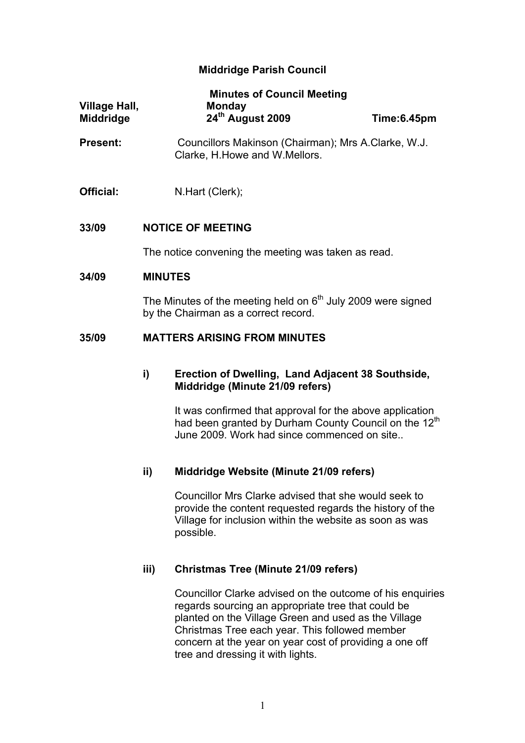# Middridge Parish Council

## Minutes of Council Meeting

**Village Hall, Middridge** — **Monday 24th August 2009** — **Time:6.45pm**

**Present:** Councillors Makinson (Chairman); Mrs A.Clarke, W.J. Clarke, H.Howe and W.Mellors.

**Official:** N.Hart (Clerk);

### 33/09 NOTICE OF MEETING

The notice convening the meeting was taken as read.

### 34/09 MINUTES

The Minutes of the meeting held on 6th July 2009 were signed by the Chairman as a correct record.

### 35/09 MATTERS ARISING FROM MINUTES

#### i) Erection of Dwelling, Land Adjacent 38 Southside, Middridge (Minute 21/09 refers)

It was confirmed that approval for the above application had been granted by Durham County Council on the 12th June 2009. Work had since commenced on site..

#### ii) Middridge Website (Minute 21/09 refers)

Councillor Mrs Clarke advised that she would seek to provide the content requested regards the history of the Village for inclusion within the website as soon as was possible.

#### iii) Christmas Tree (Minute 21/09 refers)

Councillor Clarke advised on the outcome of his enquiries regards sourcing an appropriate tree that could be planted on the Village Green and used as the Village Christmas Tree each year. This followed member concern at the year on year cost of providing a one off tree and dressing it with lights.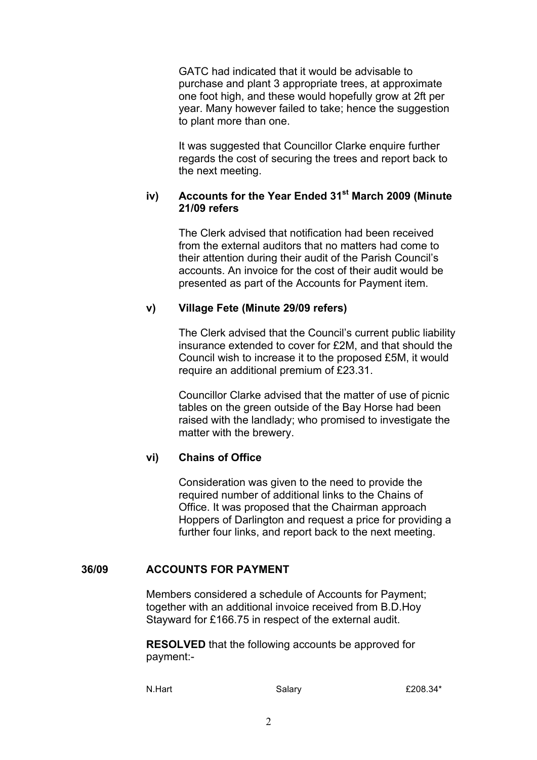GATC had indicated that it would be advisable to purchase and plant 3 appropriate trees, at approximate one foot high, and these would hopefully grow at 2ft per year. Many however failed to take; hence the suggestion to plant more than one.

It was suggested that Councillor Clarke enquire further regards the cost of securing the trees and report back to the next meeting.

### iv) Accounts for the Year Ended 31st March 2009 (Minute 21/09 refers

The Clerk advised that notification had been received from the external auditors that no matters had come to their attention during their audit of the Parish Council's accounts. An invoice for the cost of their audit would be presented as part of the Accounts for Payment item.

### v) Village Fete (Minute 29/09 refers)

The Clerk advised that the Council's current public liability insurance extended to cover for £2M, and that should the Council wish to increase it to the proposed £5M, it would require an additional premium of £23.31.

Councillor Clarke advised that the matter of use of picnic tables on the green outside of the Bay Horse had been raised with the landlady; who promised to investigate the matter with the brewery.

### vi) Chains of Office

Consideration was given to the need to provide the required number of additional links to the Chains of Office. It was proposed that the Chairman approach Hoppers of Darlington and request a price for providing a further four links, and report back to the next meeting.

## 36/09 ACCOUNTS FOR PAYMENT

Members considered a schedule of Accounts for Payment; together with an additional invoice received from B.D.Hoy Stayward for £166.75 in respect of the external audit.

**RESOLVED** that the following accounts be approved for payment:-

| | | |
|---|---|---|
| N.Hart | Salary | £208.34* |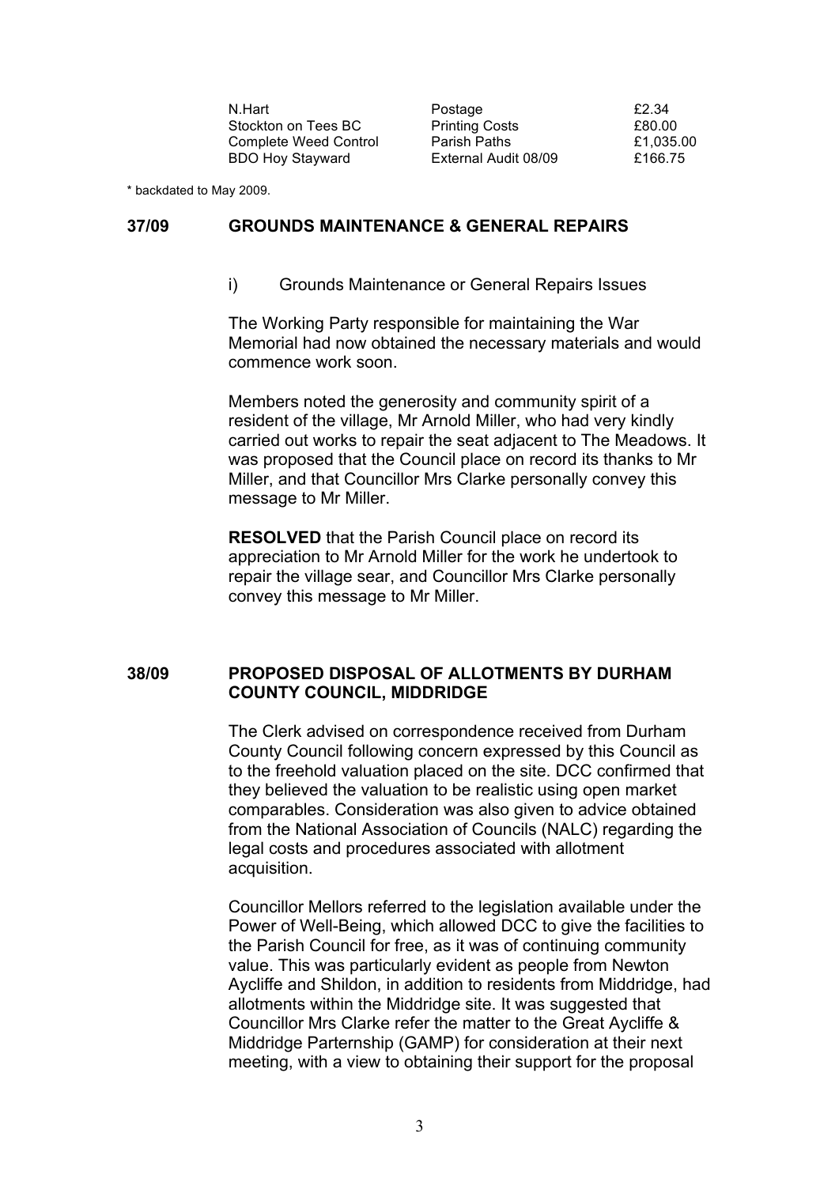| | | |
|---|---|---|
| N.Hart | Postage | £2.34 |
| Stockton on Tees BC | Printing Costs | £80.00 |
| Complete Weed Control | Parish Paths | £1,035.00 |
| BDO Hoy Stayward | External Audit 08/09 | £166.75 |

* backdated to May 2009.

## 37/09 GROUNDS MAINTENANCE & GENERAL REPAIRS

i) Grounds Maintenance or General Repairs Issues

The Working Party responsible for maintaining the War Memorial had now obtained the necessary materials and would commence work soon.

Members noted the generosity and community spirit of a resident of the village, Mr Arnold Miller, who had very kindly carried out works to repair the seat adjacent to The Meadows. It was proposed that the Council place on record its thanks to Mr Miller, and that Councillor Mrs Clarke personally convey this message to Mr Miller.

**RESOLVED** that the Parish Council place on record its appreciation to Mr Arnold Miller for the work he undertook to repair the village sear, and Councillor Mrs Clarke personally convey this message to Mr Miller.

## 38/09 PROPOSED DISPOSAL OF ALLOTMENTS BY DURHAM COUNTY COUNCIL, MIDDRIDGE

The Clerk advised on correspondence received from Durham County Council following concern expressed by this Council as to the freehold valuation placed on the site. DCC confirmed that they believed the valuation to be realistic using open market comparables. Consideration was also given to advice obtained from the National Association of Councils (NALC) regarding the legal costs and procedures associated with allotment acquisition.

Councillor Mellors referred to the legislation available under the Power of Well-Being, which allowed DCC to give the facilities to the Parish Council for free, as it was of continuing community value. This was particularly evident as people from Newton Aycliffe and Shildon, in addition to residents from Middridge, had allotments within the Middridge site. It was suggested that Councillor Mrs Clarke refer the matter to the Great Aycliffe & Middridge Parternship (GAMP) for consideration at their next meeting, with a view to obtaining their support for the proposal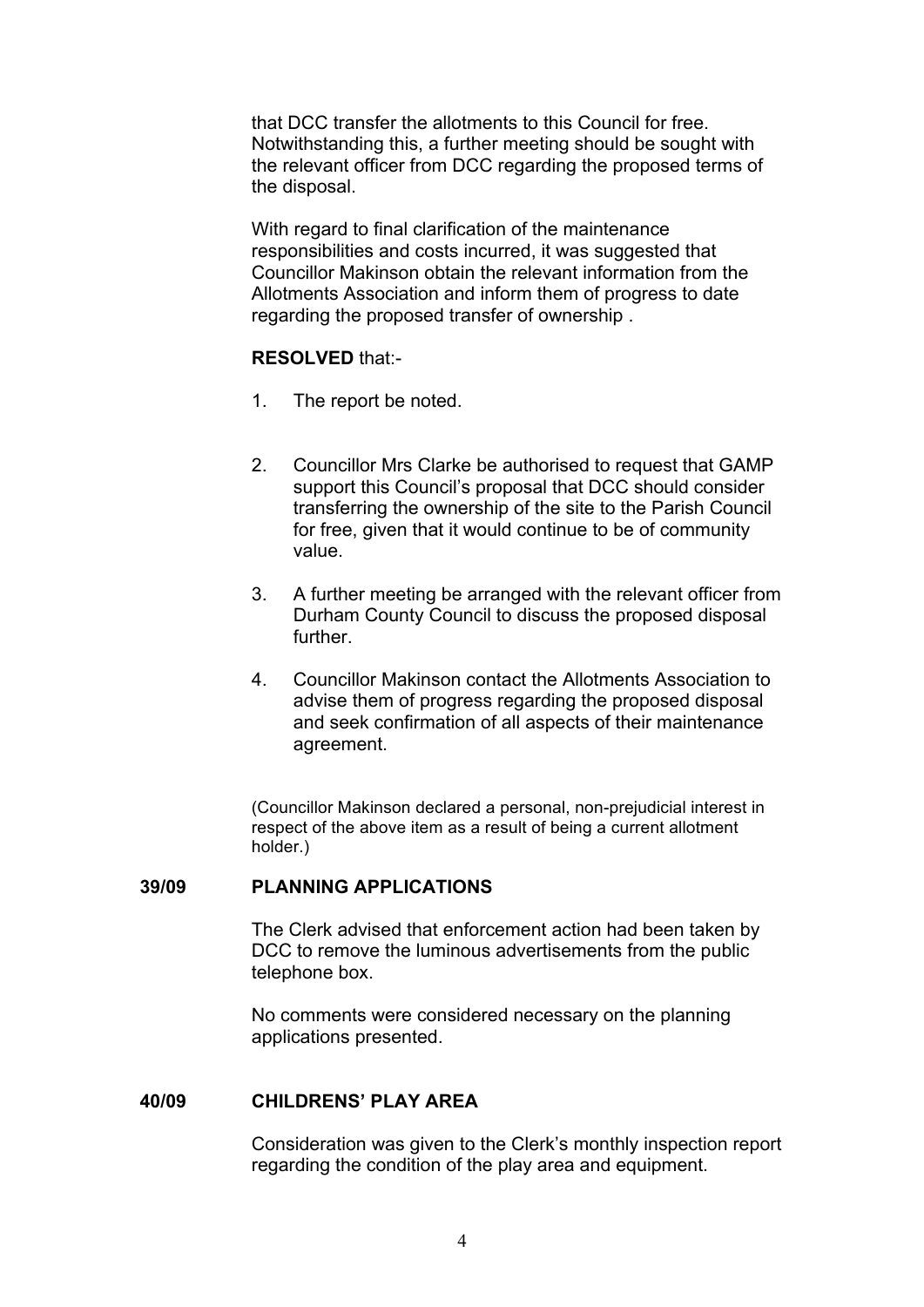that DCC transfer the allotments to this Council for free. Notwithstanding this, a further meeting should be sought with the relevant officer from DCC regarding the proposed terms of the disposal.

With regard to final clarification of the maintenance responsibilities and costs incurred, it was suggested that Councillor Makinson obtain the relevant information from the Allotments Association and inform them of progress to date regarding the proposed transfer of ownership .

**RESOLVED** that:-

1. The report be noted.

2. Councillor Mrs Clarke be authorised to request that GAMP support this Council's proposal that DCC should consider transferring the ownership of the site to the Parish Council for free, given that it would continue to be of community value.

3. A further meeting be arranged with the relevant officer from Durham County Council to discuss the proposed disposal further.

4. Councillor Makinson contact the Allotments Association to advise them of progress regarding the proposed disposal and seek confirmation of all aspects of their maintenance agreement.

(Councillor Makinson declared a personal, non-prejudicial interest in respect of the above item as a result of being a current allotment holder.)

## 39/09 PLANNING APPLICATIONS

The Clerk advised that enforcement action had been taken by DCC to remove the luminous advertisements from the public telephone box.

No comments were considered necessary on the planning applications presented.

## 40/09 CHILDRENS' PLAY AREA

Consideration was given to the Clerk's monthly inspection report regarding the condition of the play area and equipment.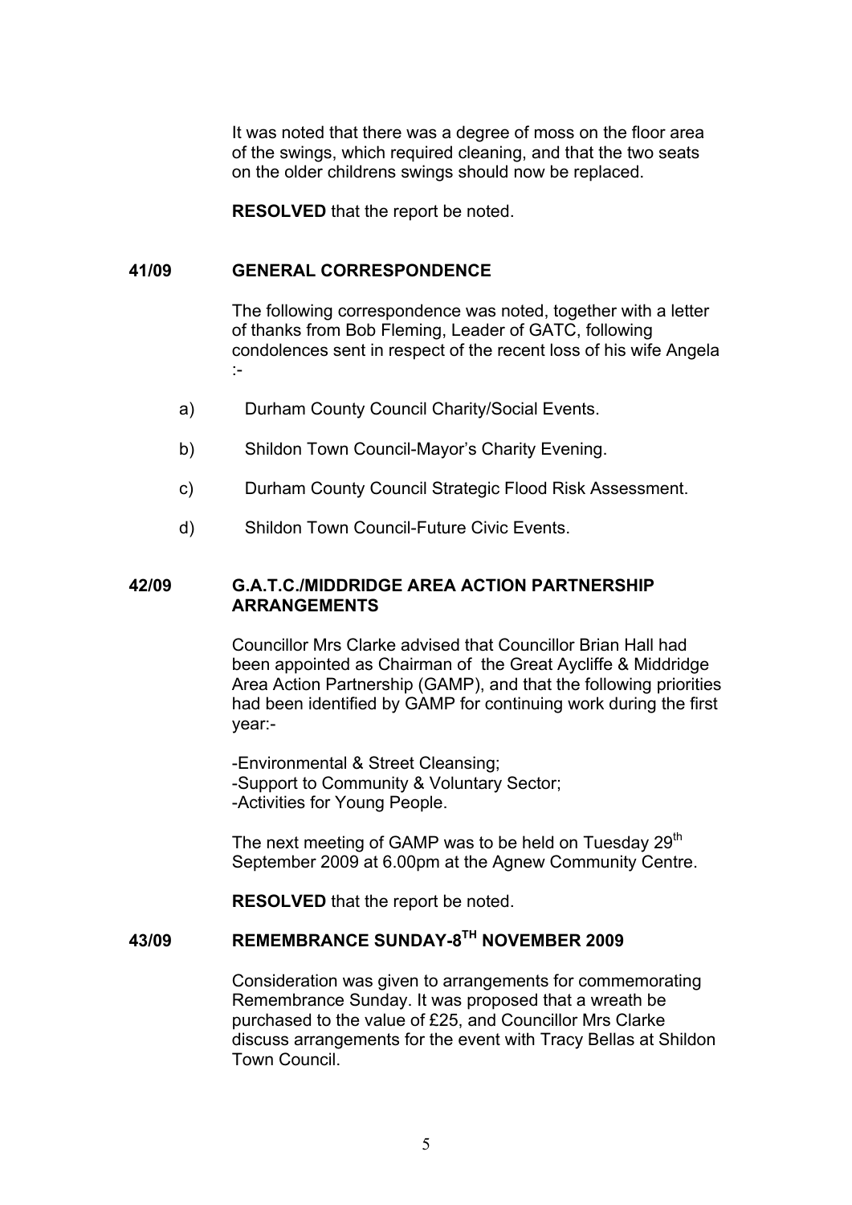It was noted that there was a degree of moss on the floor area of the swings, which required cleaning, and that the two seats on the older childrens swings should now be replaced.

**RESOLVED** that the report be noted.

## 41/09 GENERAL CORRESPONDENCE

The following correspondence was noted, together with a letter of thanks from Bob Fleming, Leader of GATC, following condolences sent in respect of the recent loss of his wife Angela :-

a) Durham County Council Charity/Social Events.

b) Shildon Town Council-Mayor's Charity Evening.

c) Durham County Council Strategic Flood Risk Assessment.

d) Shildon Town Council-Future Civic Events.

## 42/09 G.A.T.C./MIDDRIDGE AREA ACTION PARTNERSHIP ARRANGEMENTS

Councillor Mrs Clarke advised that Councillor Brian Hall had been appointed as Chairman of the Great Aycliffe & Middridge Area Action Partnership (GAMP), and that the following priorities had been identified by GAMP for continuing work during the first year:-

-Environmental & Street Cleansing;
-Support to Community & Voluntary Sector;
-Activities for Young People.

The next meeting of GAMP was to be held on Tuesday 29th September 2009 at 6.00pm at the Agnew Community Centre.

**RESOLVED** that the report be noted.

## 43/09 REMEMBRANCE SUNDAY-8TH NOVEMBER 2009

Consideration was given to arrangements for commemorating Remembrance Sunday. It was proposed that a wreath be purchased to the value of £25, and Councillor Mrs Clarke discuss arrangements for the event with Tracy Bellas at Shildon Town Council.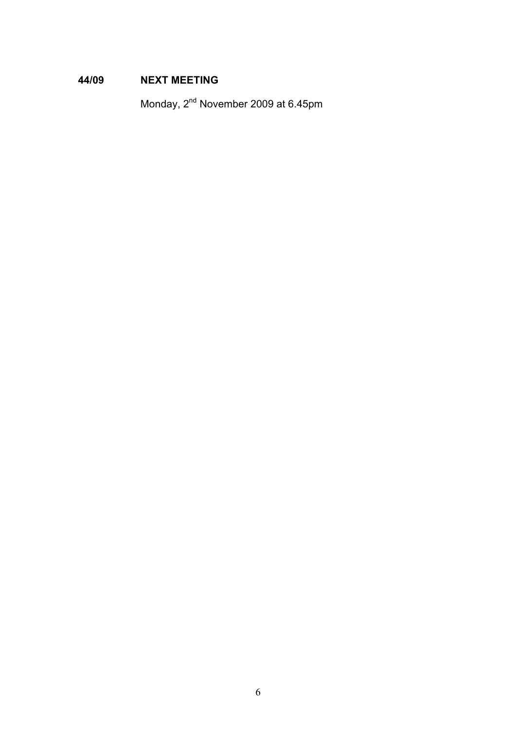**44/09 NEXT MEETING**

Monday, 2nd November 2009 at 6.45pm